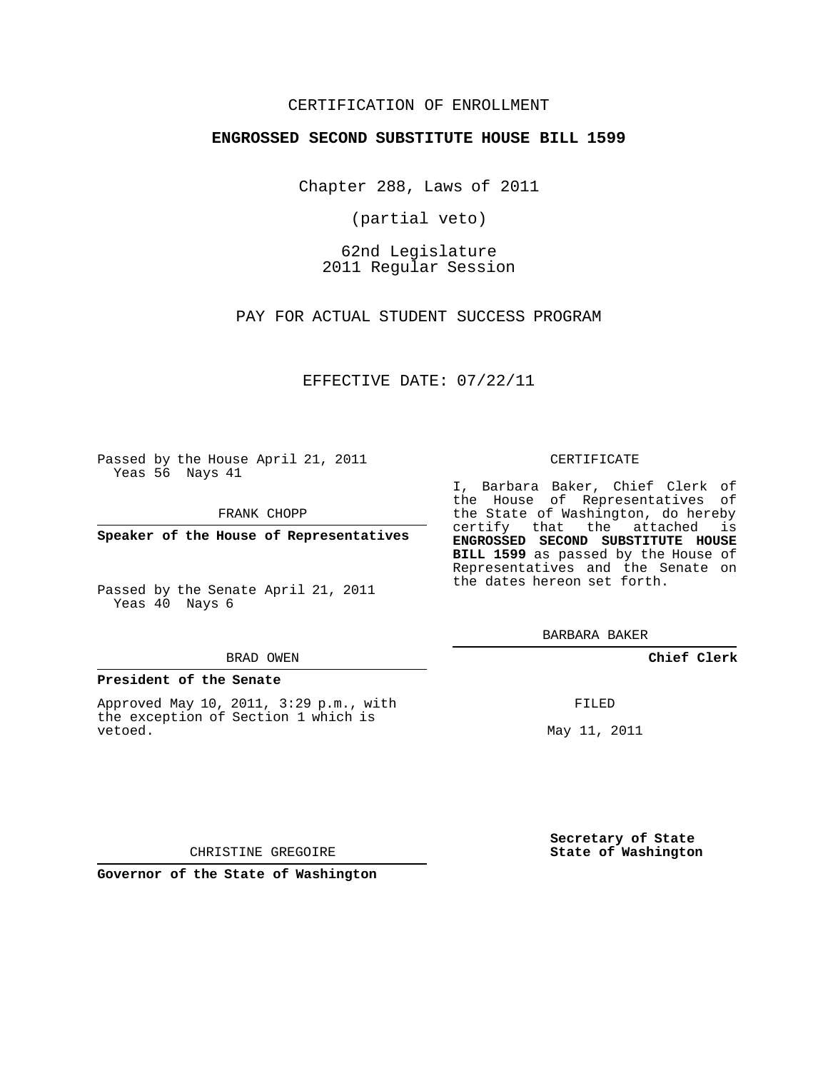CERTIFICATION OF ENROLLMENT

**ENGROSSED SECOND SUBSTITUTE HOUSE BILL 1599**

Chapter 288, Laws of 2011

(partial veto)

62nd Legislature
2011 Regular Session

PAY FOR ACTUAL STUDENT SUCCESS PROGRAM

EFFECTIVE DATE: 07/22/11

Passed by the House April 21, 2011
Yeas 56 Nays 41

FRANK CHOPP

**Speaker of the House of Representatives**

Passed by the Senate April 21, 2011
Yeas 40 Nays 6

BRAD OWEN

**President of the Senate**

Approved May 10, 2011, 3:29 p.m., with the exception of Section 1 which is vetoed.

CHRISTINE GREGOIRE

**Governor of the State of Washington**

CERTIFICATE

I, Barbara Baker, Chief Clerk of the House of Representatives of the State of Washington, do hereby certify that the attached is **ENGROSSED SECOND SUBSTITUTE HOUSE BILL 1599** as passed by the House of Representatives and the Senate on the dates hereon set forth.

BARBARA BAKER

**Chief Clerk**

FILED

May 11, 2011

**Secretary of State**
**State of Washington**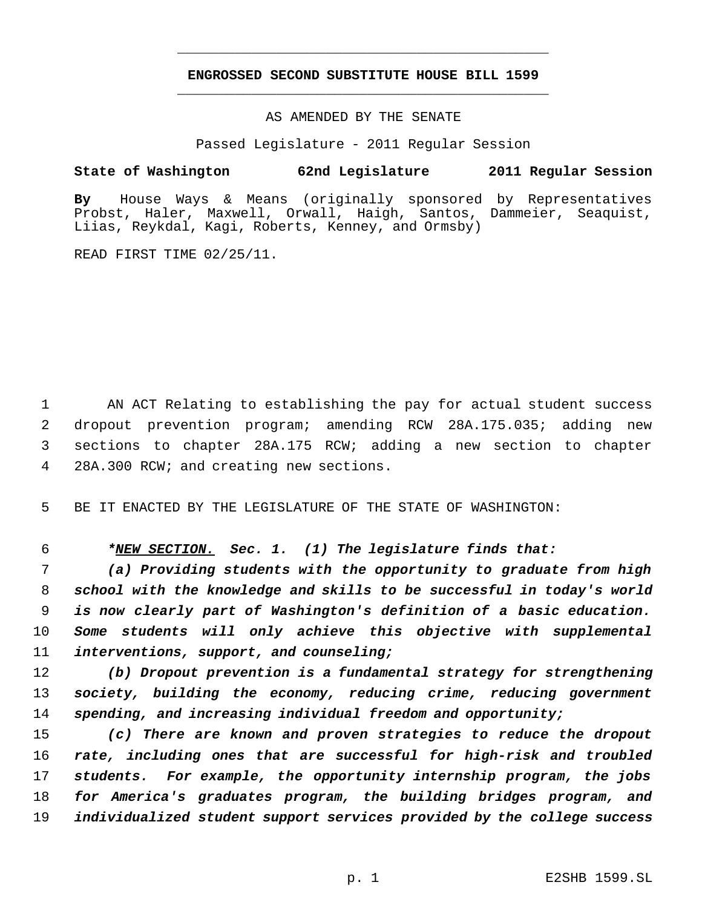# ENGROSSED SECOND SUBSTITUTE HOUSE BILL 1599

AS AMENDED BY THE SENATE

Passed Legislature - 2011 Regular Session

**State of Washington 62nd Legislature 2011 Regular Session**

**By** House Ways & Means (originally sponsored by Representatives Probst, Haler, Maxwell, Orwall, Haigh, Santos, Dammeier, Seaquist, Liias, Reykdal, Kagi, Roberts, Kenney, and Ormsby)

READ FIRST TIME 02/25/11.

AN ACT Relating to establishing the pay for actual student success dropout prevention program; amending RCW 28A.175.035; adding new sections to chapter 28A.175 RCW; adding a new section to chapter 28A.300 RCW; and creating new sections.

BE IT ENACTED BY THE LEGISLATURE OF THE STATE OF WASHINGTON:

***<u>NEW SECTION.</u> Sec. 1. (1) The legislature finds that:***

***(a) Providing students with the opportunity to graduate from high school with the knowledge and skills to be successful in today's world is now clearly part of Washington's definition of a basic education. Some students will only achieve this objective with supplemental interventions, support, and counseling;***

***(b) Dropout prevention is a fundamental strategy for strengthening society, building the economy, reducing crime, reducing government spending, and increasing individual freedom and opportunity;***

***(c) There are known and proven strategies to reduce the dropout rate, including ones that are successful for high-risk and troubled students. For example, the opportunity internship program, the jobs for America's graduates program, the building bridges program, and individualized student support services provided by the college success***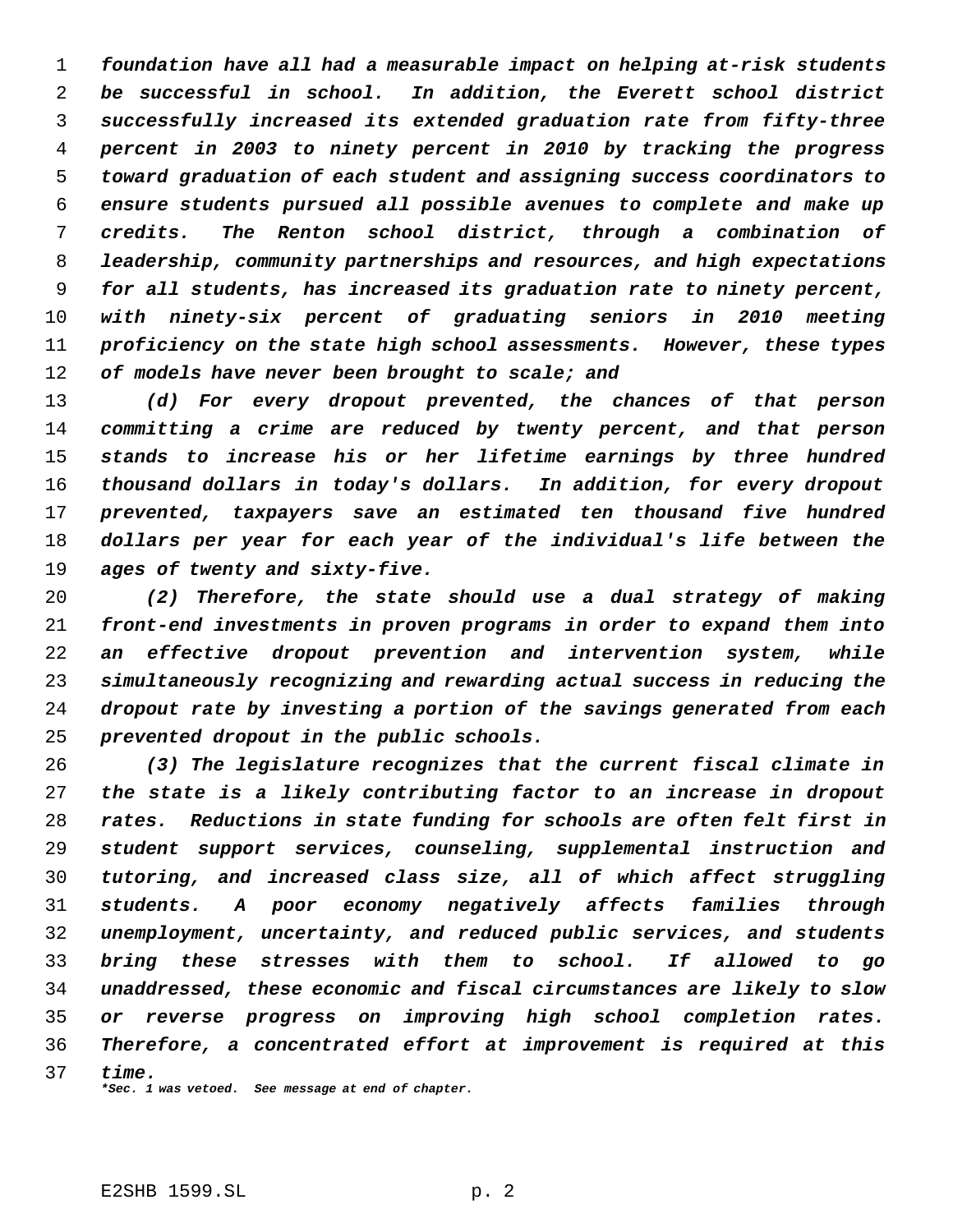*foundation have all had a measurable impact on helping at-risk students be successful in school. In addition, the Everett school district successfully increased its extended graduation rate from fifty-three percent in 2003 to ninety percent in 2010 by tracking the progress toward graduation of each student and assigning success coordinators to ensure students pursued all possible avenues to complete and make up credits. The Renton school district, through a combination of leadership, community partnerships and resources, and high expectations for all students, has increased its graduation rate to ninety percent, with ninety-six percent of graduating seniors in 2010 meeting proficiency on the state high school assessments. However, these types of models have never been brought to scale; and*

*(d) For every dropout prevented, the chances of that person committing a crime are reduced by twenty percent, and that person stands to increase his or her lifetime earnings by three hundred thousand dollars in today's dollars. In addition, for every dropout prevented, taxpayers save an estimated ten thousand five hundred dollars per year for each year of the individual's life between the ages of twenty and sixty-five.*

*(2) Therefore, the state should use a dual strategy of making front-end investments in proven programs in order to expand them into an effective dropout prevention and intervention system, while simultaneously recognizing and rewarding actual success in reducing the dropout rate by investing a portion of the savings generated from each prevented dropout in the public schools.*

*(3) The legislature recognizes that the current fiscal climate in the state is a likely contributing factor to an increase in dropout rates. Reductions in state funding for schools are often felt first in student support services, counseling, supplemental instruction and tutoring, and increased class size, all of which affect struggling students. A poor economy negatively affects families through unemployment, uncertainty, and reduced public services, and students bring these stresses with them to school. If allowed to go unaddressed, these economic and fiscal circumstances are likely to slow or reverse progress on improving high school completion rates. Therefore, a concentrated effort at improvement is required at this time.*

***Sec. 1 was vetoed. See message at end of chapter.***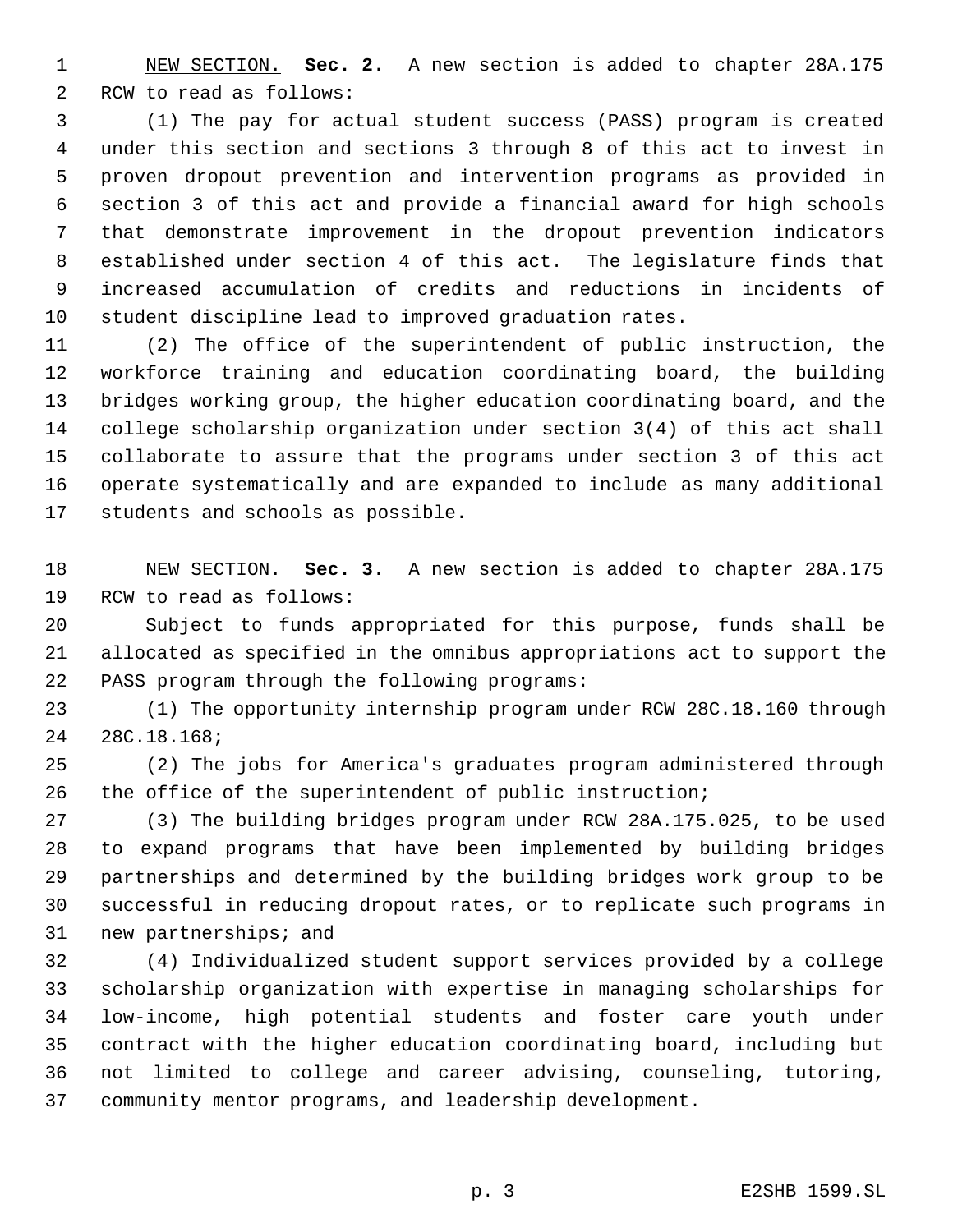NEW SECTION. **Sec. 2.** A new section is added to chapter 28A.175 RCW to read as follows:

(1) The pay for actual student success (PASS) program is created under this section and sections 3 through 8 of this act to invest in proven dropout prevention and intervention programs as provided in section 3 of this act and provide a financial award for high schools that demonstrate improvement in the dropout prevention indicators established under section 4 of this act. The legislature finds that increased accumulation of credits and reductions in incidents of student discipline lead to improved graduation rates.

(2) The office of the superintendent of public instruction, the workforce training and education coordinating board, the building bridges working group, the higher education coordinating board, and the college scholarship organization under section 3(4) of this act shall collaborate to assure that the programs under section 3 of this act operate systematically and are expanded to include as many additional students and schools as possible.

NEW SECTION. **Sec. 3.** A new section is added to chapter 28A.175 RCW to read as follows:

Subject to funds appropriated for this purpose, funds shall be allocated as specified in the omnibus appropriations act to support the PASS program through the following programs:

(1) The opportunity internship program under RCW 28C.18.160 through 28C.18.168;

(2) The jobs for America's graduates program administered through the office of the superintendent of public instruction;

(3) The building bridges program under RCW 28A.175.025, to be used to expand programs that have been implemented by building bridges partnerships and determined by the building bridges work group to be successful in reducing dropout rates, or to replicate such programs in new partnerships; and

(4) Individualized student support services provided by a college scholarship organization with expertise in managing scholarships for low-income, high potential students and foster care youth under contract with the higher education coordinating board, including but not limited to college and career advising, counseling, tutoring, community mentor programs, and leadership development.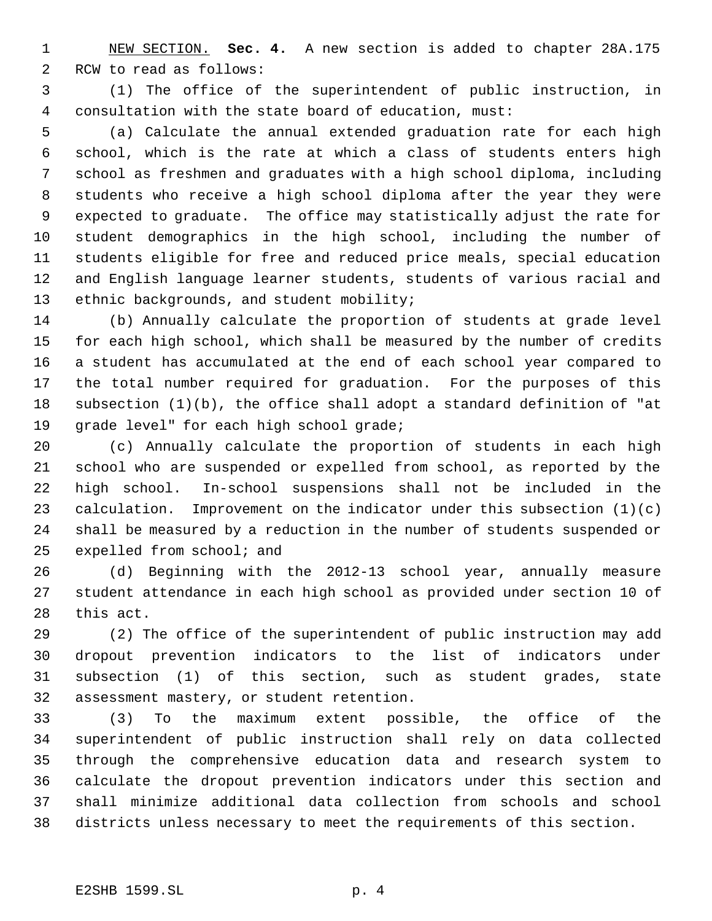NEW SECTION. **Sec. 4.** A new section is added to chapter 28A.175 RCW to read as follows:

(1) The office of the superintendent of public instruction, in consultation with the state board of education, must:

(a) Calculate the annual extended graduation rate for each high school, which is the rate at which a class of students enters high school as freshmen and graduates with a high school diploma, including students who receive a high school diploma after the year they were expected to graduate. The office may statistically adjust the rate for student demographics in the high school, including the number of students eligible for free and reduced price meals, special education and English language learner students, students of various racial and ethnic backgrounds, and student mobility;

(b) Annually calculate the proportion of students at grade level for each high school, which shall be measured by the number of credits a student has accumulated at the end of each school year compared to the total number required for graduation. For the purposes of this subsection (1)(b), the office shall adopt a standard definition of "at grade level" for each high school grade;

(c) Annually calculate the proportion of students in each high school who are suspended or expelled from school, as reported by the high school. In-school suspensions shall not be included in the calculation. Improvement on the indicator under this subsection (1)(c) shall be measured by a reduction in the number of students suspended or expelled from school; and

(d) Beginning with the 2012-13 school year, annually measure student attendance in each high school as provided under section 10 of this act.

(2) The office of the superintendent of public instruction may add dropout prevention indicators to the list of indicators under subsection (1) of this section, such as student grades, state assessment mastery, or student retention.

(3) To the maximum extent possible, the office of the superintendent of public instruction shall rely on data collected through the comprehensive education data and research system to calculate the dropout prevention indicators under this section and shall minimize additional data collection from schools and school districts unless necessary to meet the requirements of this section.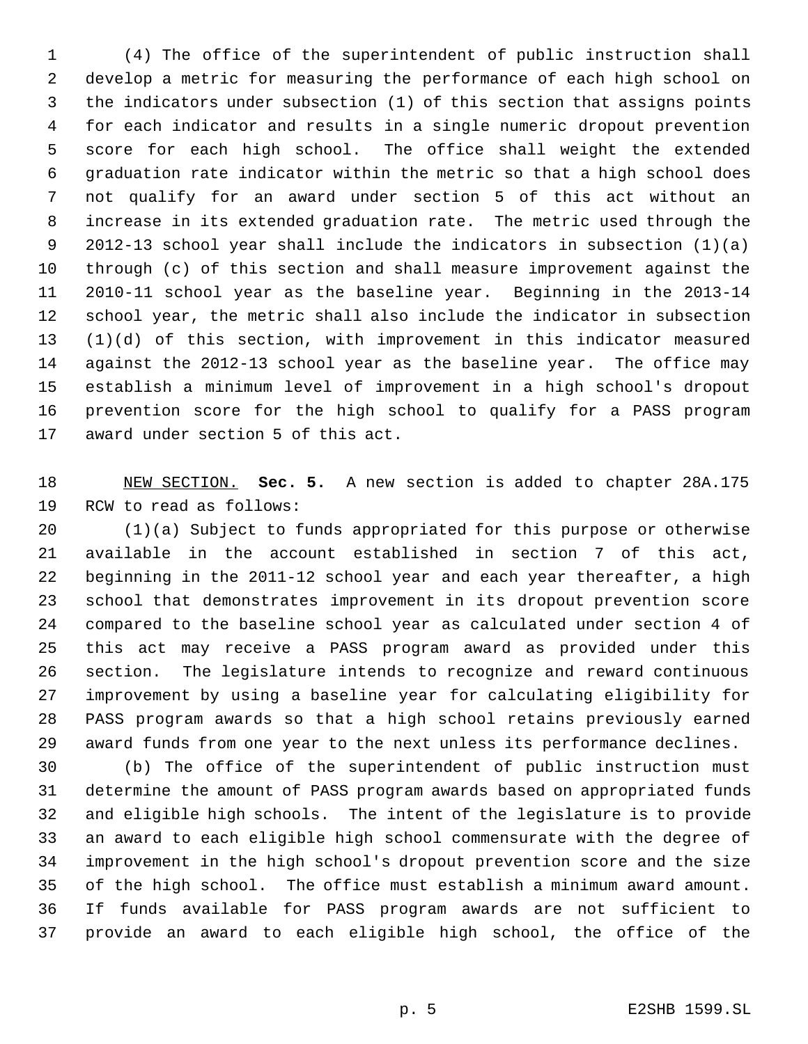(4) The office of the superintendent of public instruction shall develop a metric for measuring the performance of each high school on the indicators under subsection (1) of this section that assigns points for each indicator and results in a single numeric dropout prevention score for each high school. The office shall weight the extended graduation rate indicator within the metric so that a high school does not qualify for an award under section 5 of this act without an increase in its extended graduation rate. The metric used through the 2012-13 school year shall include the indicators in subsection (1)(a) through (c) of this section and shall measure improvement against the 2010-11 school year as the baseline year. Beginning in the 2013-14 school year, the metric shall also include the indicator in subsection (1)(d) of this section, with improvement in this indicator measured against the 2012-13 school year as the baseline year. The office may establish a minimum level of improvement in a high school's dropout prevention score for the high school to qualify for a PASS program award under section 5 of this act.

NEW SECTION. **Sec. 5.** A new section is added to chapter 28A.175 RCW to read as follows:

(1)(a) Subject to funds appropriated for this purpose or otherwise available in the account established in section 7 of this act, beginning in the 2011-12 school year and each year thereafter, a high school that demonstrates improvement in its dropout prevention score compared to the baseline school year as calculated under section 4 of this act may receive a PASS program award as provided under this section. The legislature intends to recognize and reward continuous improvement by using a baseline year for calculating eligibility for PASS program awards so that a high school retains previously earned award funds from one year to the next unless its performance declines.

(b) The office of the superintendent of public instruction must determine the amount of PASS program awards based on appropriated funds and eligible high schools. The intent of the legislature is to provide an award to each eligible high school commensurate with the degree of improvement in the high school's dropout prevention score and the size of the high school. The office must establish a minimum award amount. If funds available for PASS program awards are not sufficient to provide an award to each eligible high school, the office of the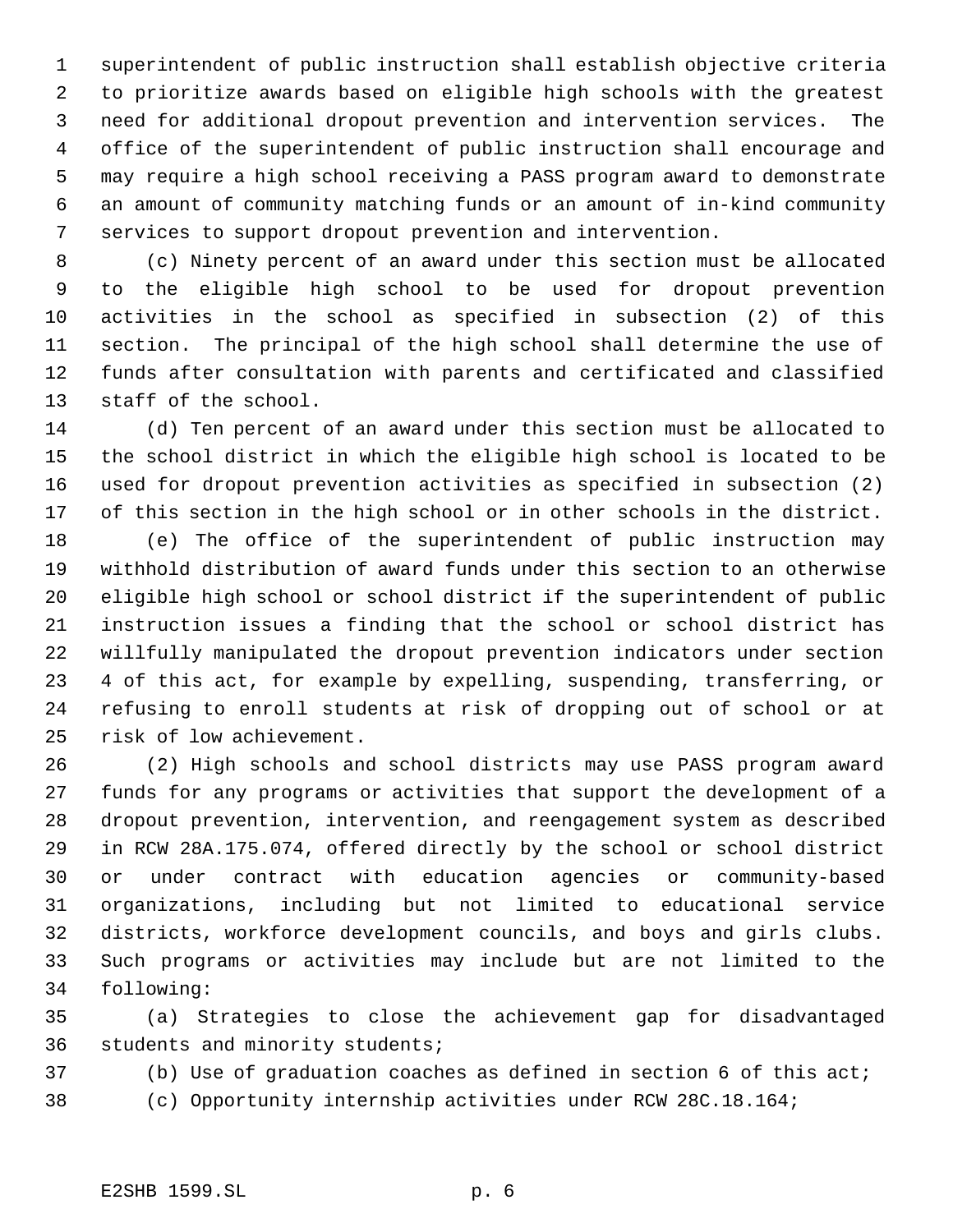superintendent of public instruction shall establish objective criteria to prioritize awards based on eligible high schools with the greatest need for additional dropout prevention and intervention services. The office of the superintendent of public instruction shall encourage and may require a high school receiving a PASS program award to demonstrate an amount of community matching funds or an amount of in-kind community services to support dropout prevention and intervention.

(c) Ninety percent of an award under this section must be allocated to the eligible high school to be used for dropout prevention activities in the school as specified in subsection (2) of this section. The principal of the high school shall determine the use of funds after consultation with parents and certificated and classified staff of the school.

(d) Ten percent of an award under this section must be allocated to the school district in which the eligible high school is located to be used for dropout prevention activities as specified in subsection (2) of this section in the high school or in other schools in the district.

(e) The office of the superintendent of public instruction may withhold distribution of award funds under this section to an otherwise eligible high school or school district if the superintendent of public instruction issues a finding that the school or school district has willfully manipulated the dropout prevention indicators under section 4 of this act, for example by expelling, suspending, transferring, or refusing to enroll students at risk of dropping out of school or at risk of low achievement.

(2) High schools and school districts may use PASS program award funds for any programs or activities that support the development of a dropout prevention, intervention, and reengagement system as described in RCW 28A.175.074, offered directly by the school or school district or under contract with education agencies or community-based organizations, including but not limited to educational service districts, workforce development councils, and boys and girls clubs. Such programs or activities may include but are not limited to the following:

(a) Strategies to close the achievement gap for disadvantaged students and minority students;

(b) Use of graduation coaches as defined in section 6 of this act;

(c) Opportunity internship activities under RCW 28C.18.164;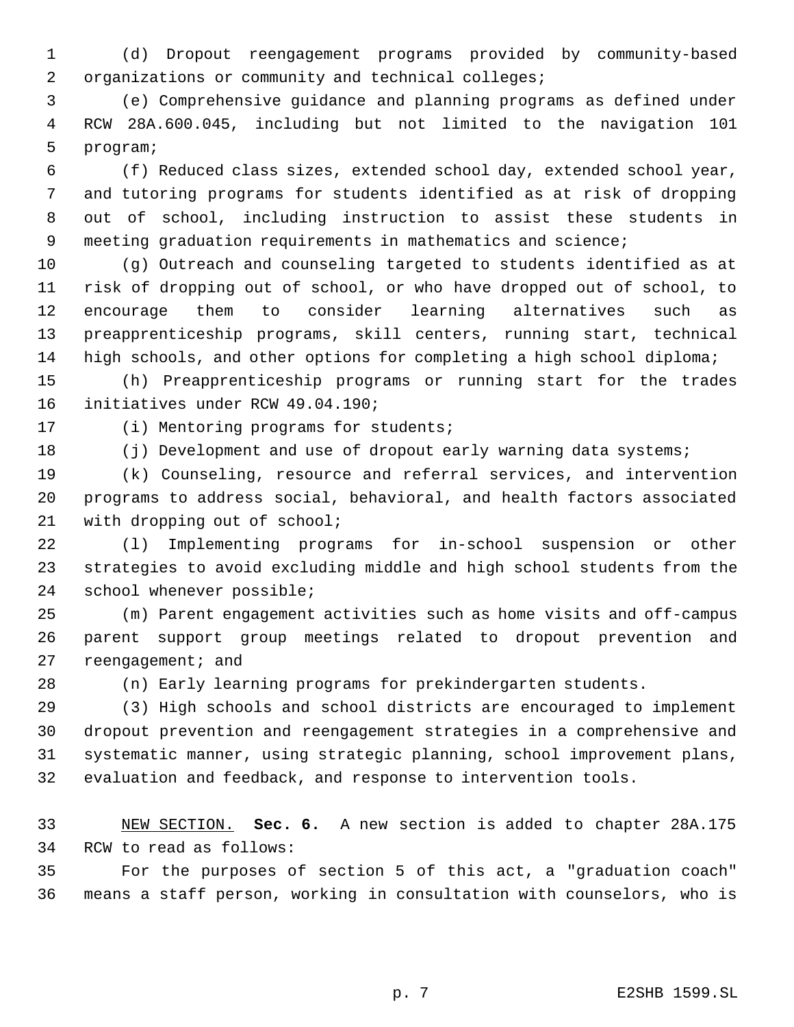(d) Dropout reengagement programs provided by community-based organizations or community and technical colleges;

(e) Comprehensive guidance and planning programs as defined under RCW 28A.600.045, including but not limited to the navigation 101 program;

(f) Reduced class sizes, extended school day, extended school year, and tutoring programs for students identified as at risk of dropping out of school, including instruction to assist these students in meeting graduation requirements in mathematics and science;

(g) Outreach and counseling targeted to students identified as at risk of dropping out of school, or who have dropped out of school, to encourage them to consider learning alternatives such as preapprenticeship programs, skill centers, running start, technical high schools, and other options for completing a high school diploma;

(h) Preapprenticeship programs or running start for the trades initiatives under RCW 49.04.190;

(i) Mentoring programs for students;

(j) Development and use of dropout early warning data systems;

(k) Counseling, resource and referral services, and intervention programs to address social, behavioral, and health factors associated with dropping out of school;

(l) Implementing programs for in-school suspension or other strategies to avoid excluding middle and high school students from the school whenever possible;

(m) Parent engagement activities such as home visits and off-campus parent support group meetings related to dropout prevention and reengagement; and

(n) Early learning programs for prekindergarten students.

(3) High schools and school districts are encouraged to implement dropout prevention and reengagement strategies in a comprehensive and systematic manner, using strategic planning, school improvement plans, evaluation and feedback, and response to intervention tools.

NEW SECTION. **Sec. 6.** A new section is added to chapter 28A.175 RCW to read as follows:

For the purposes of section 5 of this act, a "graduation coach" means a staff person, working in consultation with counselors, who is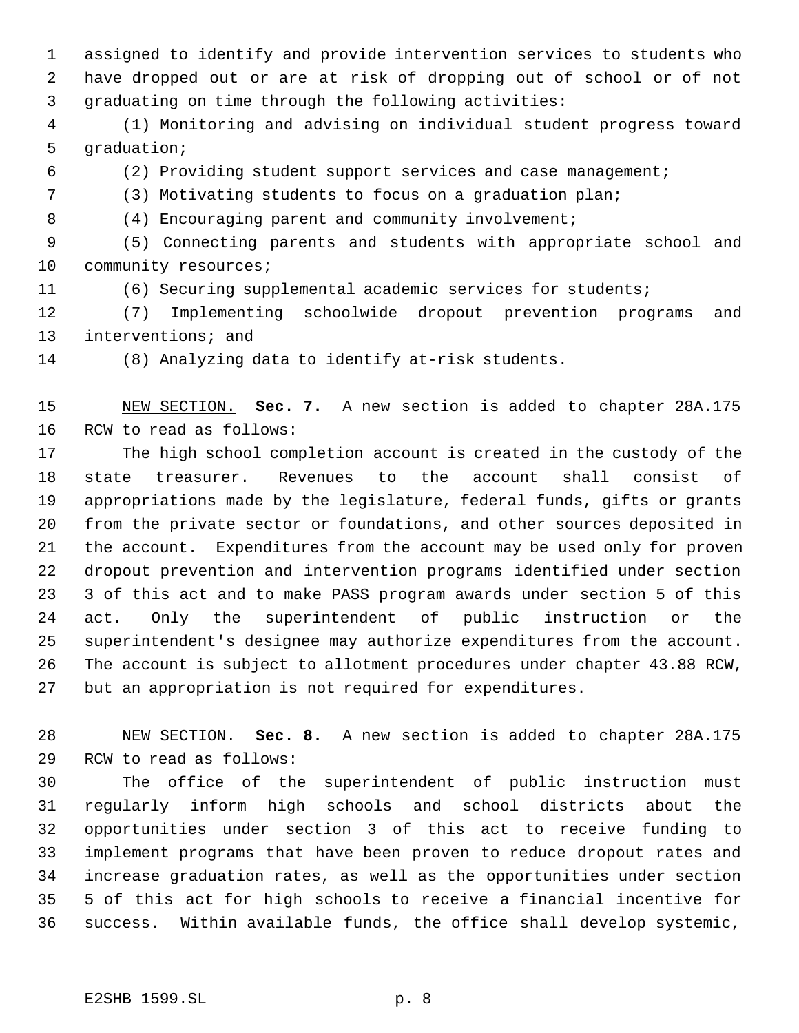assigned to identify and provide intervention services to students who have dropped out or are at risk of dropping out of school or of not graduating on time through the following activities:

(1) Monitoring and advising on individual student progress toward graduation;

(2) Providing student support services and case management;

(3) Motivating students to focus on a graduation plan;

(4) Encouraging parent and community involvement;

(5) Connecting parents and students with appropriate school and community resources;

(6) Securing supplemental academic services for students;

(7) Implementing schoolwide dropout prevention programs and interventions; and

(8) Analyzing data to identify at-risk students.

NEW SECTION. **Sec. 7.** A new section is added to chapter 28A.175 RCW to read as follows:

The high school completion account is created in the custody of the state treasurer. Revenues to the account shall consist of appropriations made by the legislature, federal funds, gifts or grants from the private sector or foundations, and other sources deposited in the account. Expenditures from the account may be used only for proven dropout prevention and intervention programs identified under section 3 of this act and to make PASS program awards under section 5 of this act. Only the superintendent of public instruction or the superintendent's designee may authorize expenditures from the account. The account is subject to allotment procedures under chapter 43.88 RCW, but an appropriation is not required for expenditures.

NEW SECTION. **Sec. 8.** A new section is added to chapter 28A.175 RCW to read as follows:

The office of the superintendent of public instruction must regularly inform high schools and school districts about the opportunities under section 3 of this act to receive funding to implement programs that have been proven to reduce dropout rates and increase graduation rates, as well as the opportunities under section 5 of this act for high schools to receive a financial incentive for success. Within available funds, the office shall develop systemic,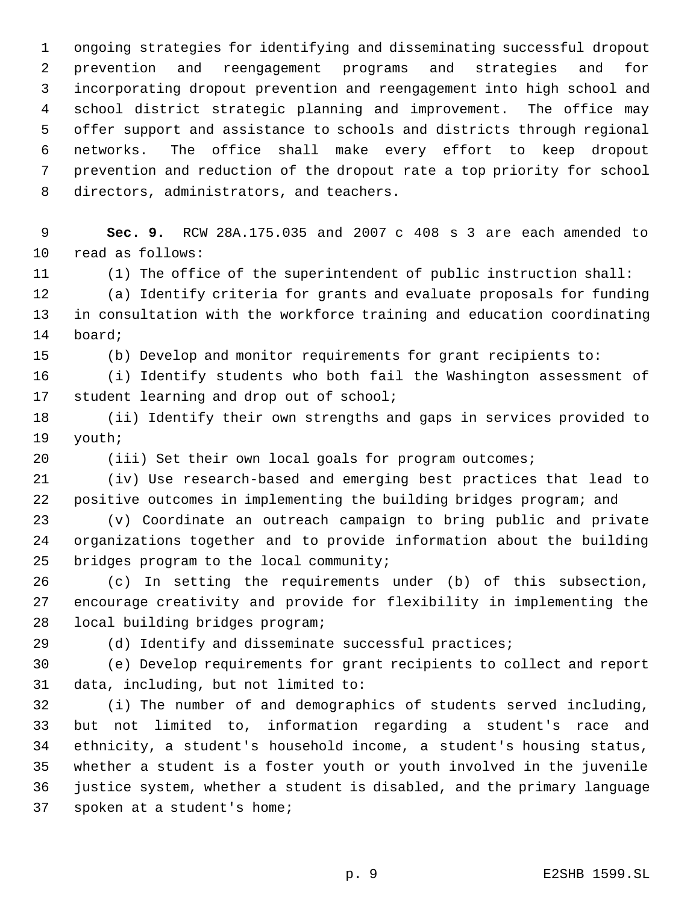ongoing strategies for identifying and disseminating successful dropout prevention and reengagement programs and strategies and for incorporating dropout prevention and reengagement into high school and school district strategic planning and improvement. The office may offer support and assistance to schools and districts through regional networks. The office shall make every effort to keep dropout prevention and reduction of the dropout rate a top priority for school directors, administrators, and teachers.

**Sec. 9.** RCW 28A.175.035 and 2007 c 408 s 3 are each amended to read as follows:

(1) The office of the superintendent of public instruction shall:

(a) Identify criteria for grants and evaluate proposals for funding in consultation with the workforce training and education coordinating board;

(b) Develop and monitor requirements for grant recipients to:

(i) Identify students who both fail the Washington assessment of student learning and drop out of school;

(ii) Identify their own strengths and gaps in services provided to youth;

(iii) Set their own local goals for program outcomes;

(iv) Use research-based and emerging best practices that lead to positive outcomes in implementing the building bridges program; and

(v) Coordinate an outreach campaign to bring public and private organizations together and to provide information about the building bridges program to the local community;

(c) In setting the requirements under (b) of this subsection, encourage creativity and provide for flexibility in implementing the local building bridges program;

(d) Identify and disseminate successful practices;

(e) Develop requirements for grant recipients to collect and report data, including, but not limited to:

(i) The number of and demographics of students served including, but not limited to, information regarding a student's race and ethnicity, a student's household income, a student's housing status, whether a student is a foster youth or youth involved in the juvenile justice system, whether a student is disabled, and the primary language spoken at a student's home;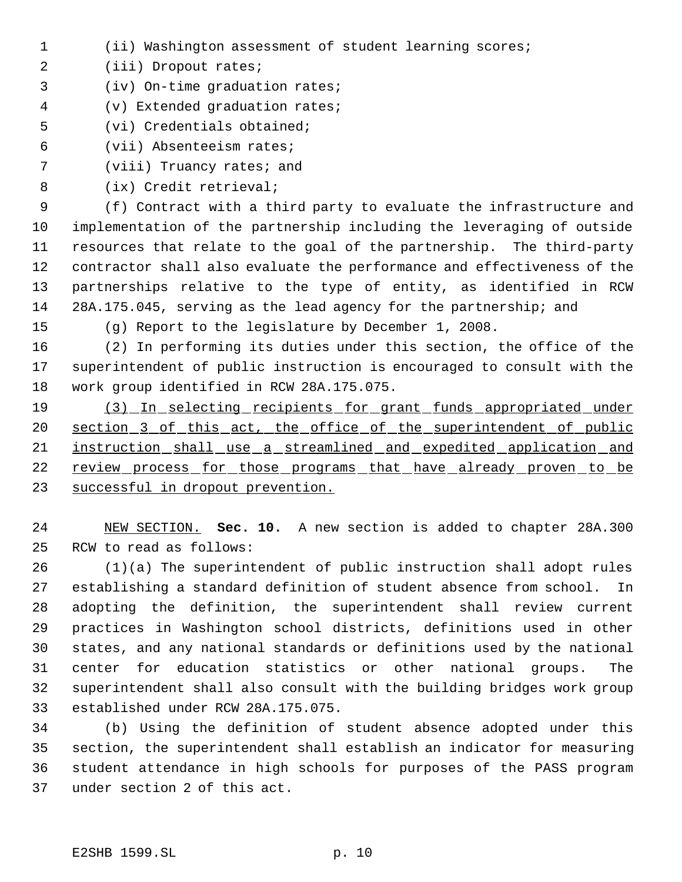(ii) Washington assessment of student learning scores;

(iii) Dropout rates;

(iv) On-time graduation rates;

(v) Extended graduation rates;

(vi) Credentials obtained;

(vii) Absenteeism rates;

(viii) Truancy rates; and

(ix) Credit retrieval;

(f) Contract with a third party to evaluate the infrastructure and implementation of the partnership including the leveraging of outside resources that relate to the goal of the partnership. The third-party contractor shall also evaluate the performance and effectiveness of the partnerships relative to the type of entity, as identified in RCW 28A.175.045, serving as the lead agency for the partnership; and

(g) Report to the legislature by December 1, 2008.

(2) In performing its duties under this section, the office of the superintendent of public instruction is encouraged to consult with the work group identified in RCW 28A.175.075.

<u>(3) In selecting recipients for grant funds appropriated under section 3 of this act, the office of the superintendent of public instruction shall use a streamlined and expedited application and review process for those programs that have already proven to be successful in dropout prevention.</u>

<u>NEW SECTION.</u> **Sec. 10.** A new section is added to chapter 28A.300 RCW to read as follows:

(1)(a) The superintendent of public instruction shall adopt rules establishing a standard definition of student absence from school. In adopting the definition, the superintendent shall review current practices in Washington school districts, definitions used in other states, and any national standards or definitions used by the national center for education statistics or other national groups. The superintendent shall also consult with the building bridges work group established under RCW 28A.175.075.

(b) Using the definition of student absence adopted under this section, the superintendent shall establish an indicator for measuring student attendance in high schools for purposes of the PASS program under section 2 of this act.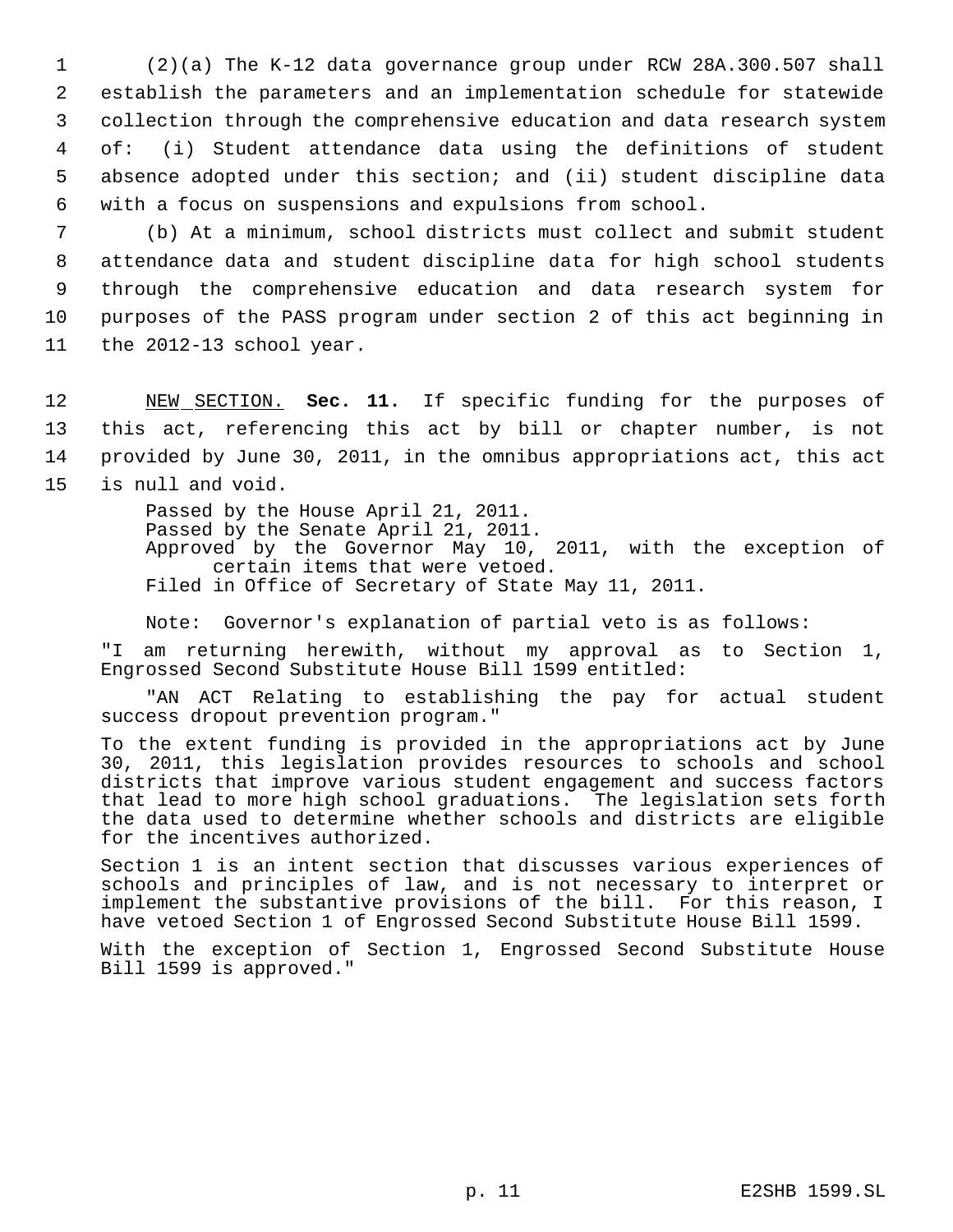(2)(a) The K-12 data governance group under RCW 28A.300.507 shall establish the parameters and an implementation schedule for statewide collection through the comprehensive education and data research system of: (i) Student attendance data using the definitions of student absence adopted under this section; and (ii) student discipline data with a focus on suspensions and expulsions from school.

(b) At a minimum, school districts must collect and submit student attendance data and student discipline data for high school students through the comprehensive education and data research system for purposes of the PASS program under section 2 of this act beginning in the 2012-13 school year.

NEW SECTION. **Sec. 11.** If specific funding for the purposes of this act, referencing this act by bill or chapter number, is not provided by June 30, 2011, in the omnibus appropriations act, this act is null and void.

Passed by the House April 21, 2011.
Passed by the Senate April 21, 2011.
Approved by the Governor May 10, 2011, with the exception of certain items that were vetoed.
Filed in Office of Secretary of State May 11, 2011.

Note: Governor's explanation of partial veto is as follows:

"I am returning herewith, without my approval as to Section 1, Engrossed Second Substitute House Bill 1599 entitled:

"AN ACT Relating to establishing the pay for actual student success dropout prevention program."

To the extent funding is provided in the appropriations act by June 30, 2011, this legislation provides resources to schools and school districts that improve various student engagement and success factors that lead to more high school graduations. The legislation sets forth the data used to determine whether schools and districts are eligible for the incentives authorized.

Section 1 is an intent section that discusses various experiences of schools and principles of law, and is not necessary to interpret or implement the substantive provisions of the bill. For this reason, I have vetoed Section 1 of Engrossed Second Substitute House Bill 1599.

With the exception of Section 1, Engrossed Second Substitute House Bill 1599 is approved."